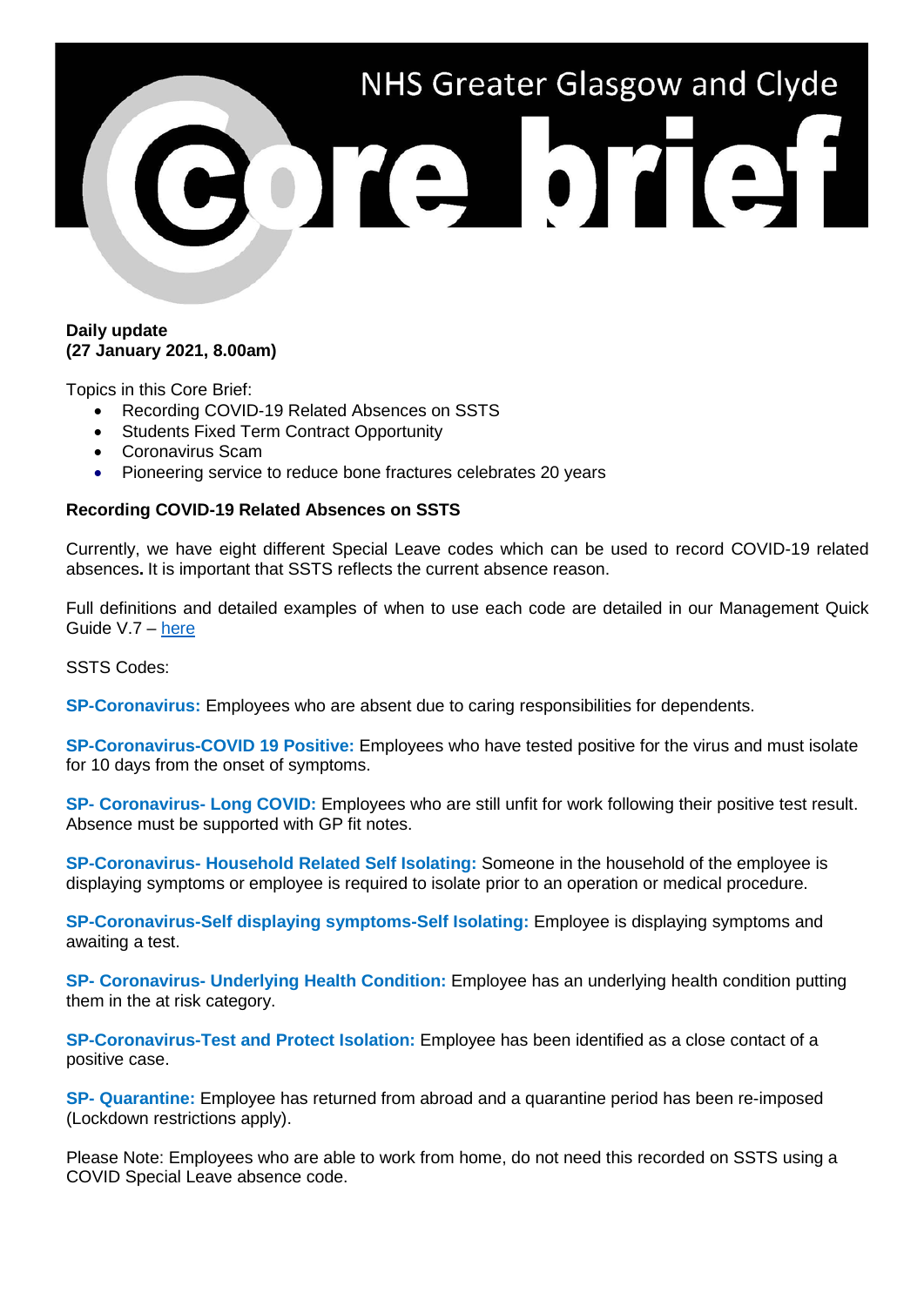# NHS Greater Glasgow and Clyde Core brief

**Daily update**
**(27 January 2021, 8.00am)**

Topics in this Core Brief:

- Recording COVID-19 Related Absences on SSTS
- Students Fixed Term Contract Opportunity
- Coronavirus Scam
- Pioneering service to reduce bone fractures celebrates 20 years

## Recording COVID-19 Related Absences on SSTS

Currently, we have eight different Special Leave codes which can be used to record COVID-19 related absences**.** It is important that SSTS reflects the current absence reason.

Full definitions and detailed examples of when to use each code are detailed in our Management Quick Guide V.7 – [here]

SSTS Codes:

**SP-Coronavirus:** Employees who are absent due to caring responsibilities for dependents.

**SP-Coronavirus-COVID 19 Positive:** Employees who have tested positive for the virus and must isolate for 10 days from the onset of symptoms.

**SP- Coronavirus- Long COVID:** Employees who are still unfit for work following their positive test result. Absence must be supported with GP fit notes.

**SP-Coronavirus- Household Related Self Isolating:** Someone in the household of the employee is displaying symptoms or employee is required to isolate prior to an operation or medical procedure.

**SP-Coronavirus-Self displaying symptoms-Self Isolating:** Employee is displaying symptoms and awaiting a test.

**SP- Coronavirus- Underlying Health Condition:** Employee has an underlying health condition putting them in the at risk category.

**SP-Coronavirus-Test and Protect Isolation:** Employee has been identified as a close contact of a positive case.

**SP- Quarantine:** Employee has returned from abroad and a quarantine period has been re-imposed (Lockdown restrictions apply).

Please Note: Employees who are able to work from home, do not need this recorded on SSTS using a COVID Special Leave absence code.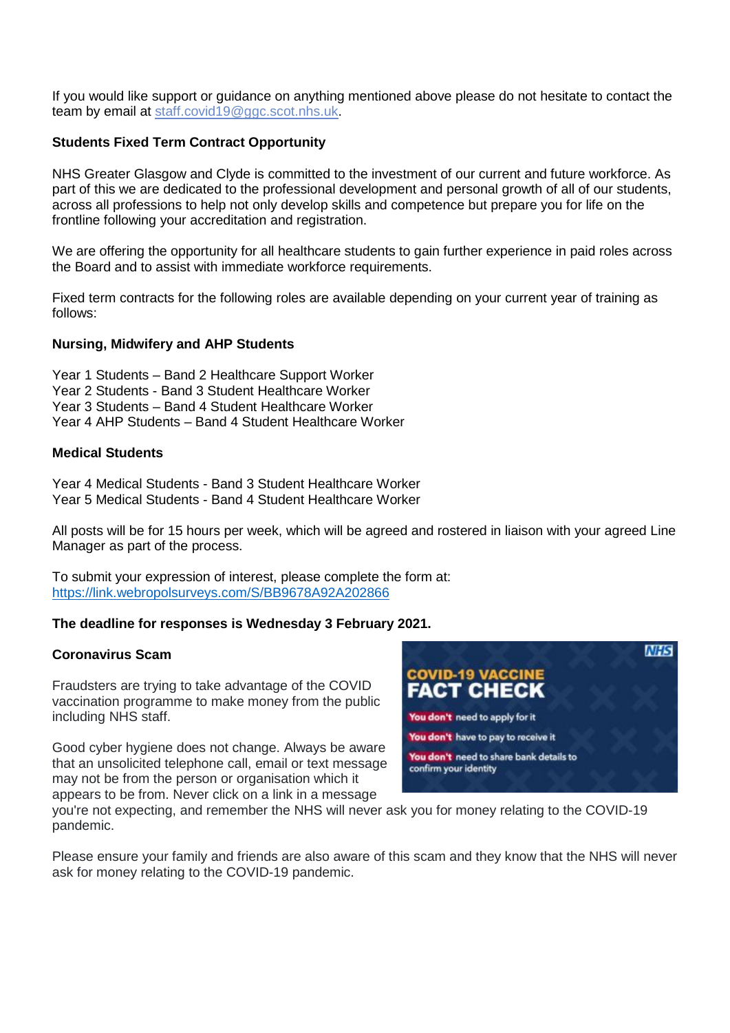If you would like support or guidance on anything mentioned above please do not hesitate to contact the team by email at staff.covid19@ggc.scot.nhs.uk.

**Students Fixed Term Contract Opportunity**

NHS Greater Glasgow and Clyde is committed to the investment of our current and future workforce. As part of this we are dedicated to the professional development and personal growth of all of our students, across all professions to help not only develop skills and competence but prepare you for life on the frontline following your accreditation and registration.

We are offering the opportunity for all healthcare students to gain further experience in paid roles across the Board and to assist with immediate workforce requirements.

Fixed term contracts for the following roles are available depending on your current year of training as follows:

**Nursing, Midwifery and AHP Students**

Year 1 Students – Band 2 Healthcare Support Worker
Year 2 Students - Band 3 Student Healthcare Worker
Year 3 Students – Band 4 Student Healthcare Worker
Year 4 AHP Students – Band 4 Student Healthcare Worker

**Medical Students**

Year 4 Medical Students - Band 3 Student Healthcare Worker
Year 5 Medical Students - Band 4 Student Healthcare Worker

All posts will be for 15 hours per week, which will be agreed and rostered in liaison with your agreed Line Manager as part of the process.

To submit your expression of interest, please complete the form at:
https://link.webropolsurveys.com/S/BB9678A92A202866

**The deadline for responses is Wednesday 3 February 2021.**

**Coronavirus Scam**

Fraudsters are trying to take advantage of the COVID vaccination programme to make money from the public including NHS staff.

Good cyber hygiene does not change. Always be aware that an unsolicited telephone call, email or text message may not be from the person or organisation which it appears to be from. Never click on a link in a message you're not expecting, and remember the NHS will never ask you for money relating to the COVID-19 pandemic.

Please ensure your family and friends are also aware of this scam and they know that the NHS will never ask for money relating to the COVID-19 pandemic.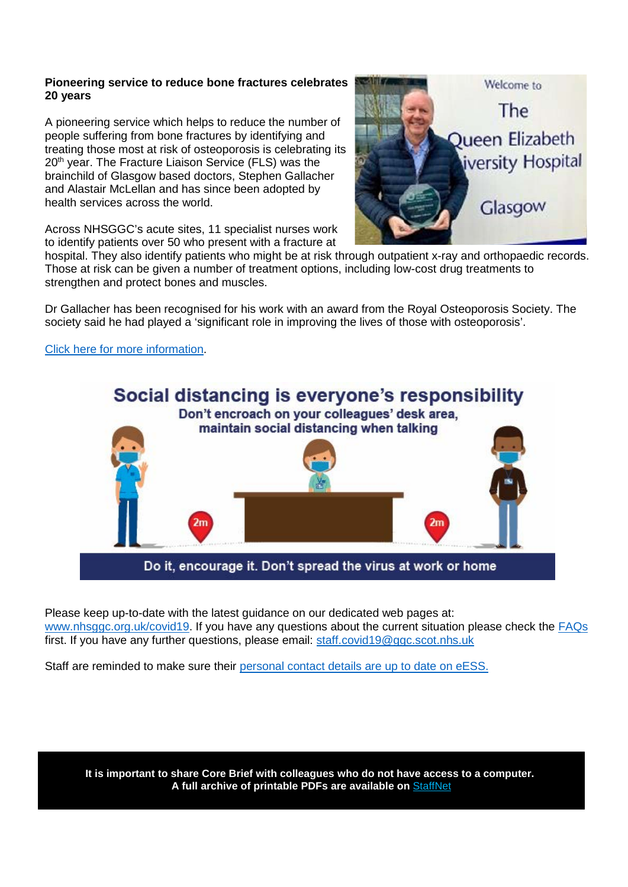**Pioneering service to reduce bone fractures celebrates 20 years**

A pioneering service which helps to reduce the number of people suffering from bone fractures by identifying and treating those most at risk of osteoporosis is celebrating its 20th year. The Fracture Liaison Service (FLS) was the brainchild of Glasgow based doctors, Stephen Gallacher and Alastair McLellan and has since been adopted by health services across the world.

Across NHSGGC's acute sites, 11 specialist nurses work to identify patients over 50 who present with a fracture at hospital. They also identify patients who might be at risk through outpatient x-ray and orthopaedic records. Those at risk can be given a number of treatment options, including low-cost drug treatments to strengthen and protect bones and muscles.

Dr Gallacher has been recognised for his work with an award from the Royal Osteoporosis Society. The society said he had played a 'significant role in improving the lives of those with osteoporosis'.

Click here for more information.

**Social distancing is everyone's responsibility**

**Don't encroach on your colleagues' desk area, maintain social distancing when talking**

2m

2m

**Do it, encourage it. Don't spread the virus at work or home**

Please keep up-to-date with the latest guidance on our dedicated web pages at: www.nhsggc.org.uk/covid19. If you have any questions about the current situation please check the FAQs first. If you have any further questions, please email: staff.covid19@ggc.scot.nhs.uk

Staff are reminded to make sure their personal contact details are up to date on eESS.

**It is important to share Core Brief with colleagues who do not have access to a computer.**
**A full archive of printable PDFs are available on StaffNet**